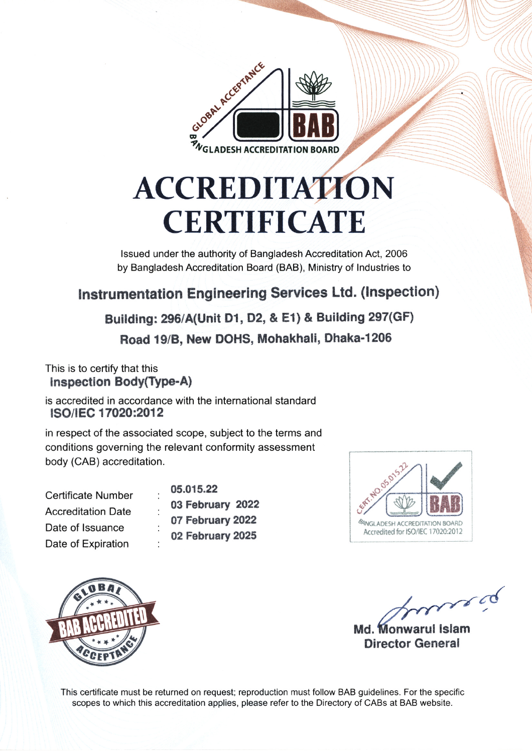GLOBAL ACCEPTANCE

BAB

BANGLADESH ACCREDITATION BOARD

# ACCREDITATION CERTIFICATE

Issued under the authority of Bangladesh Accreditation Act, 2006
by Bangladesh Accreditation Board (BAB), Ministry of Industries to

## Instrumentation Engineering Services Ltd. (Inspection)

**Building: 296/A(Unit D1, D2, & E1) & Building 297(GF)**

**Road 19/B, New DOHS, Mohakhali, Dhaka-1206**

This is to certify that this
**Inspection Body(Type-A)**

is accredited in accordance with the international standard
**ISO/IEC 17020:2012**

in respect of the associated scope, subject to the terms and conditions governing the relevant conformity assessment body (CAB) accreditation.

| | | |
|---|---|---|
| Certificate Number | : | **05.015.22** |
| Accreditation Date | : | **03 February 2022** |
| Date of Issuance | : | **07 February 2022** |
| Date of Expiration | : | **02 February 2025** |

CERT. NO. 05.015.22 BAB
BANGLADESH ACCREDITATION BOARD
Accredited for ISO/IEC 17020:2012

GLOBAL BAB ACCREDITED ACCEPTANCE

**Md. Monwarul Islam**
**Director General**

This certificate must be returned on request; reproduction must follow BAB guidelines. For the specific scopes to which this accreditation applies, please refer to the Directory of CABs at BAB website.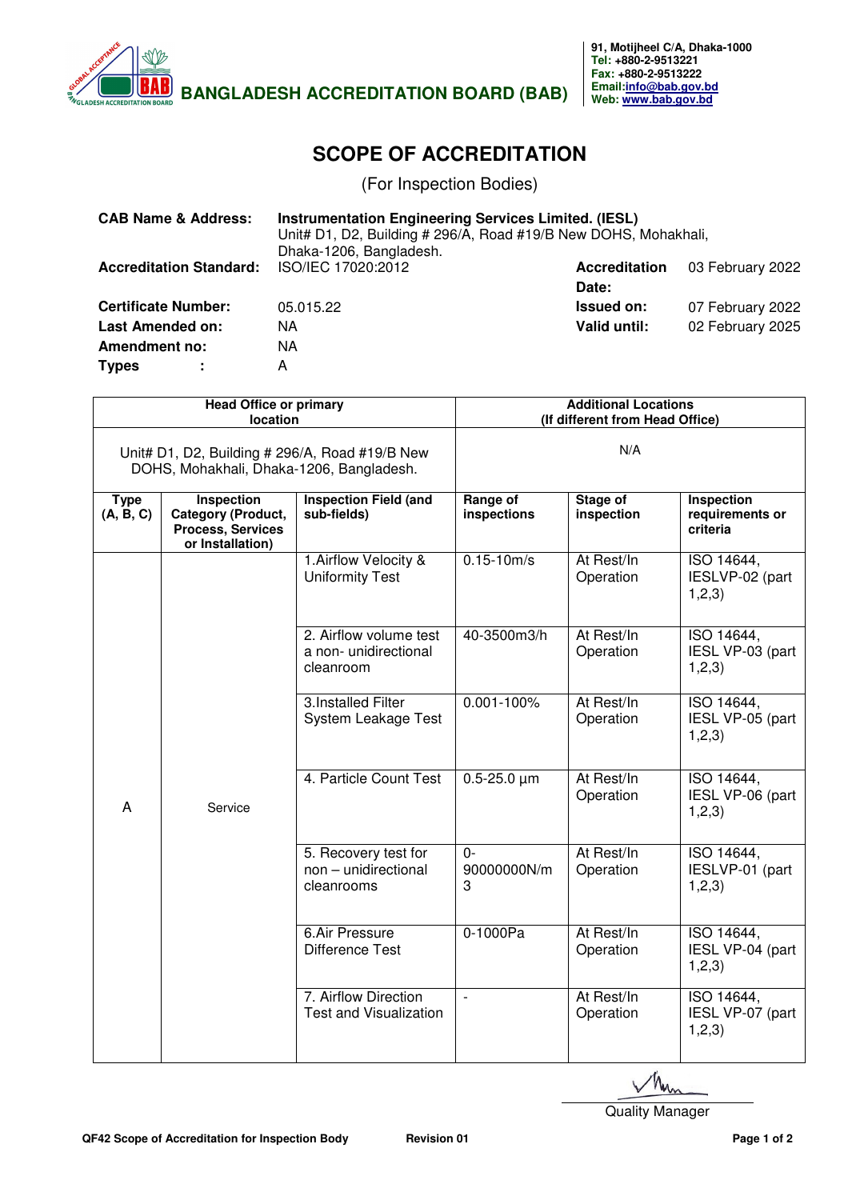BANGLADESH ACCREDITATION BOARD (BAB)

91, Motijheel C/A, Dhaka-1000
Tel: +880-2-9513221
Fax: +880-2-9513222
Email: info@bab.gov.bd
Web: www.bab.gov.bd

# SCOPE OF ACCREDITATION

(For Inspection Bodies)

| | | | |
|---|---|---|---|
| **CAB Name & Address:** | **Instrumentation Engineering Services Limited. (IESL)** Unit# D1, D2, Building # 296/A, Road #19/B New DOHS, Mohakhali, Dhaka-1206, Bangladesh. | | |
| **Accreditation Standard:** | ISO/IEC 17020:2012 | **Accreditation Date:** | 03 February 2022 |
| **Certificate Number:** | 05.015.22 | **Issued on:** | 07 February 2022 |
| **Last Amended on:** | NA | **Valid until:** | 02 February 2025 |
| **Amendment no:** | NA | | |
| **Types :** | A | | |

| **Head Office or primary location** | **Additional Locations (If different from Head Office)** |
|---|---|
| Unit# D1, D2, Building # 296/A, Road #19/B New DOHS, Mohakhali, Dhaka-1206, Bangladesh. | N/A |

| **Type (A, B, C)** | **Inspection Category (Product, Process, Services or Installation)** | **Inspection Field (and sub-fields)** | **Range of inspections** | **Stage of inspection** | **Inspection requirements or criteria** |
|---|---|---|---|---|---|
| A | Service | 1.Airflow Velocity & Uniformity Test | 0.15-10m/s | At Rest/In Operation | ISO 14644, IESLVP-02 (part 1,2,3) |
| | | 2. Airflow volume test a non- unidirectional cleanroom | 40-3500m3/h | At Rest/In Operation | ISO 14644, IESL VP-03 (part 1,2,3) |
| | | 3.Installed Filter System Leakage Test | 0.001-100% | At Rest/In Operation | ISO 14644, IESL VP-05 (part 1,2,3) |
| | | 4. Particle Count Test | 0.5-25.0 µm | At Rest/In Operation | ISO 14644, IESL VP-06 (part 1,2,3) |
| | | 5. Recovery test for non – unidirectional cleanrooms | 0-90000000N/m3 | At Rest/In Operation | ISO 14644, IESLVP-01 (part 1,2,3) |
| | | 6.Air Pressure Difference Test | 0-1000Pa | At Rest/In Operation | ISO 14644, IESL VP-04 (part 1,2,3) |
| | | 7. Airflow Direction Test and Visualization | - | At Rest/In Operation | ISO 14644, IESL VP-07 (part 1,2,3) |

Quality Manager

QF42 Scope of Accreditation for Inspection Body — Revision 01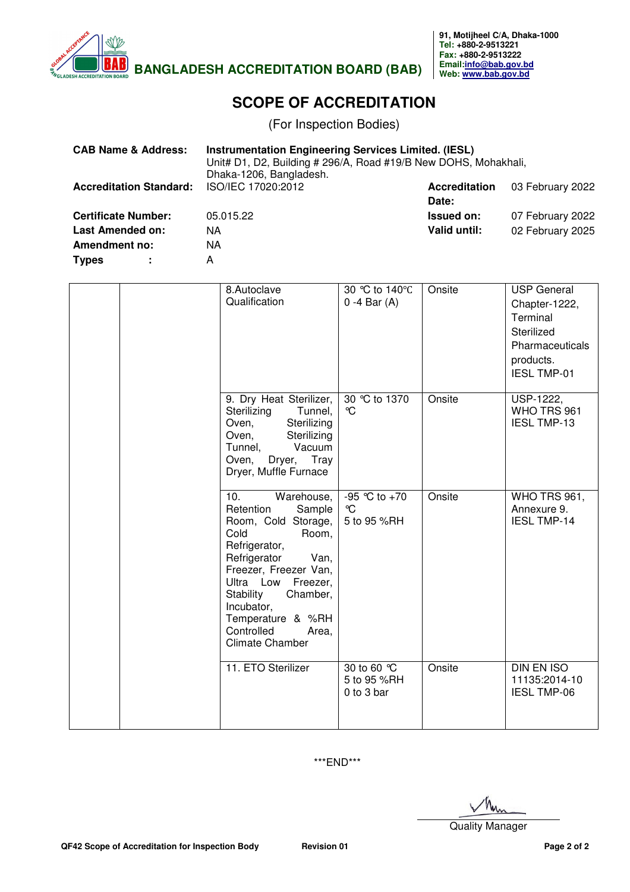BANGLADESH ACCREDITATION BOARD (BAB)

91, Motijheel C/A, Dhaka-1000
Tel: +880-2-9513221
Fax: +880-2-9513222
Email: info@bab.gov.bd
Web: www.bab.gov.bd

# SCOPE OF ACCREDITATION

(For Inspection Bodies)

| | | | |
|---|---|---|---|
| **CAB Name & Address:** | **Instrumentation Engineering Services Limited. (IESL)** Unit# D1, D2, Building # 296/A, Road #19/B New DOHS, Mohakhali, Dhaka-1206, Bangladesh. | | |
| **Accreditation Standard:** | ISO/IEC 17020:2012 | **Accreditation Date:** | 03 February 2022 |
| **Certificate Number:** | 05.015.22 | **Issued on:** | 07 February 2022 |
| **Last Amended on:** | NA | **Valid until:** | 02 February 2025 |
| **Amendment no:** | NA | | |
| **Types :** | A | | |

| | | | | | |
|---|---|---|---|---|---|
| | | 8.Autoclave Qualification | 30 ℃ to 140℃ 0 -4 Bar (A) | Onsite | USP General Chapter-1222, Terminal Sterilized Pharmaceuticals products. IESL TMP-01 |
| | | 9. Dry Heat Sterilizer, Sterilizing Tunnel, Oven, Sterilizing Oven, Sterilizing Tunnel, Vacuum Oven, Dryer, Tray Dryer, Muffle Furnace | 30 ℃ to 1370 ℃ | Onsite | USP-1222, WHO TRS 961 IESL TMP-13 |
| | | 10. Warehouse, Retention Sample Room, Cold Storage, Cold Room, Refrigerator, Refrigerator Van, Freezer, Freezer Van, Ultra Low Freezer, Stability Chamber, Incubator, Temperature & %RH Controlled Area, Climate Chamber | -95 ℃ to +70 ℃ 5 to 95 %RH | Onsite | WHO TRS 961, Annexure 9. IESL TMP-14 |
| | | 11. ETO Sterilizer | 30 to 60 ℃ 5 to 95 %RH 0 to 3 bar | Onsite | DIN EN ISO 11135:2014-10 IESL TMP-06 |

***END***

Quality Manager

QF42 Scope of Accreditation for Inspection Body Revision 01